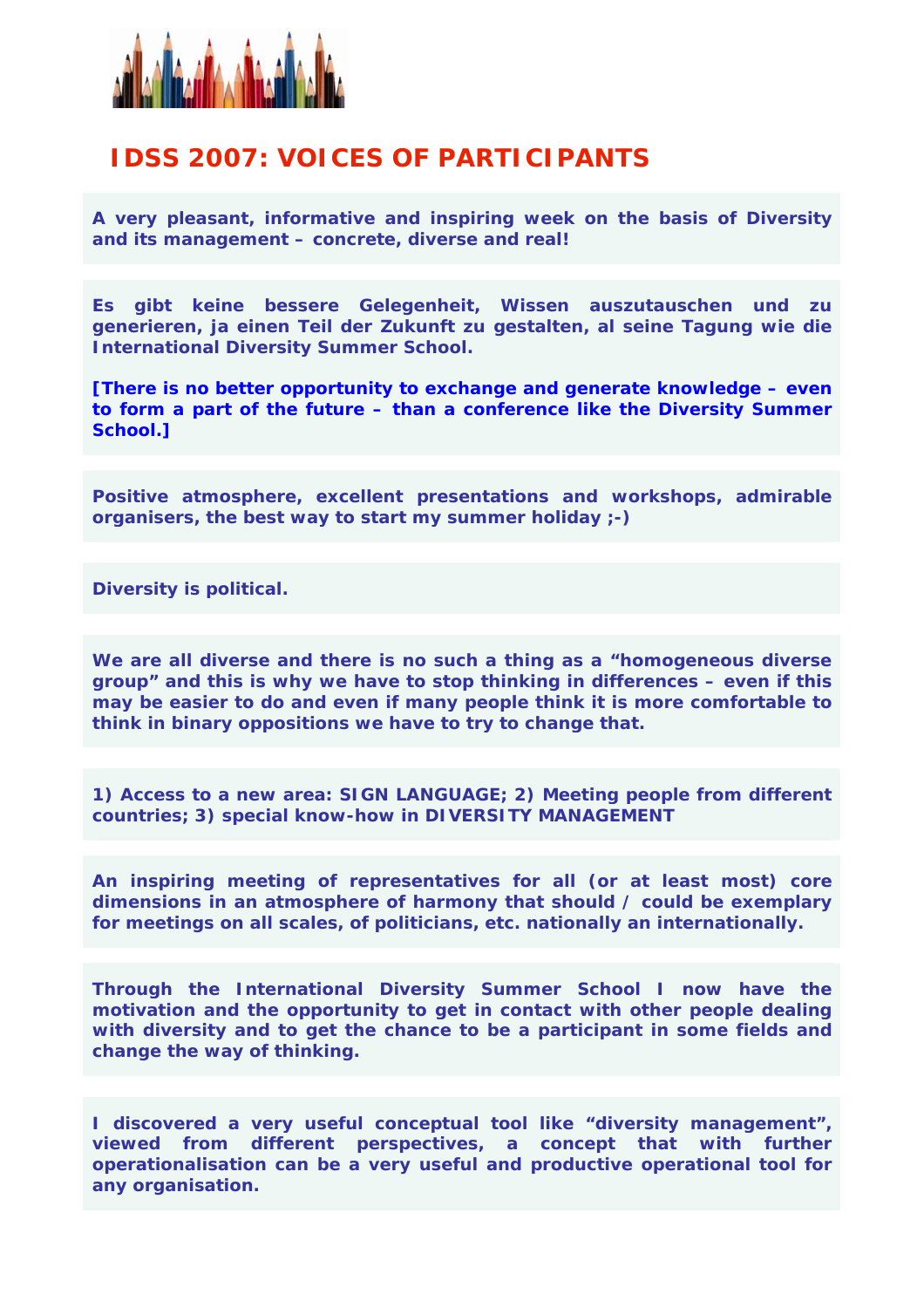# IDSS 2007: VOICES OF PARTICIPANTS

**A very pleasant, informative and inspiring week on the basis of Diversity and its management – concrete, diverse and real!**

**Es gibt keine bessere Gelegenheit, Wissen auszutauschen und zu generieren, ja einen Teil der Zukunft zu gestalten, al seine Tagung wie die International Diversity Summer School.**

**[There is no better opportunity to exchange and generate knowledge – even to form a part of the future – than a conference like the Diversity Summer School.]**

**Positive atmosphere, excellent presentations and workshops, admirable organisers, the best way to start my summer holiday ;-)**

**Diversity is political.**

**We are all diverse and there is no such a thing as a "homogeneous diverse group" and this is why we have to stop thinking in differences – even if this may be easier to do and even if many people think it is more comfortable to think in binary oppositions we have to try to change that.**

**1) Access to a new area: SIGN LANGUAGE; 2) Meeting people from different countries; 3) special know-how in DIVERSITY MANAGEMENT**

**An inspiring meeting of representatives for all (or at least most) core dimensions in an atmosphere of harmony that should / could be exemplary for meetings on all scales, of politicians, etc. nationally an internationally.**

**Through the International Diversity Summer School I now have the motivation and the opportunity to get in contact with other people dealing with diversity and to get the chance to be a participant in some fields and change the way of thinking.**

**I discovered a very useful conceptual tool like "diversity management", viewed from different perspectives, a concept that with further operationalisation can be a very useful and productive operational tool for any organisation.**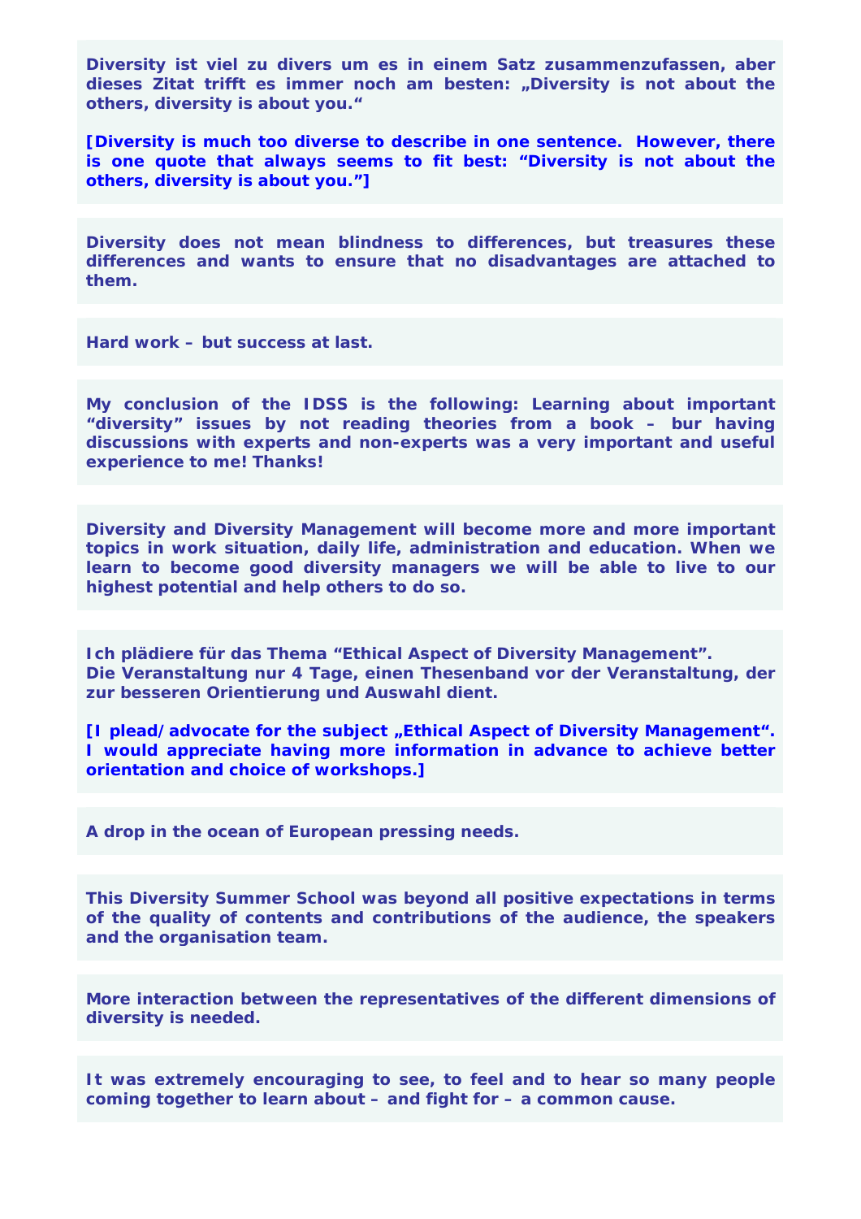**Diversity ist viel zu divers um es in einem Satz zusammenzufassen, aber dieses Zitat trifft es immer noch am besten: „Diversity is not about the others, diversity is about you."**

**[Diversity is much too diverse to describe in one sentence. However, there is one quote that always seems to fit best: "Diversity is not about the others, diversity is about you."]**

---

**Diversity does not mean blindness to differences, but treasures these differences and wants to ensure that no disadvantages are attached to them.**

---

**Hard work – but success at last.**

---

**My conclusion of the IDSS is the following: Learning about important "diversity" issues by not reading theories from a book – bur having discussions with experts and non-experts was a very important and useful experience to me! Thanks!**

---

**Diversity and Diversity Management will become more and more important topics in work situation, daily life, administration and education. When we learn to become good diversity managers we will be able to live to our highest potential and help others to do so.**

---

**Ich plädiere für das Thema "Ethical Aspect of Diversity Management".**
**Die Veranstaltung nur 4 Tage, einen Thesenband vor der Veranstaltung, der zur besseren Orientierung und Auswahl dient.**

**[I plead/advocate for the subject „Ethical Aspect of Diversity Management". I would appreciate having more information in advance to achieve better orientation and choice of workshops.]**

---

**A drop in the ocean of European pressing needs.**

---

**This Diversity Summer School was beyond all positive expectations in terms of the quality of contents and contributions of the audience, the speakers and the organisation team.**

---

**More interaction between the representatives of the different dimensions of diversity is needed.**

---

**It was extremely encouraging to see, to feel and to hear so many people coming together to learn about – and fight for – a common cause.**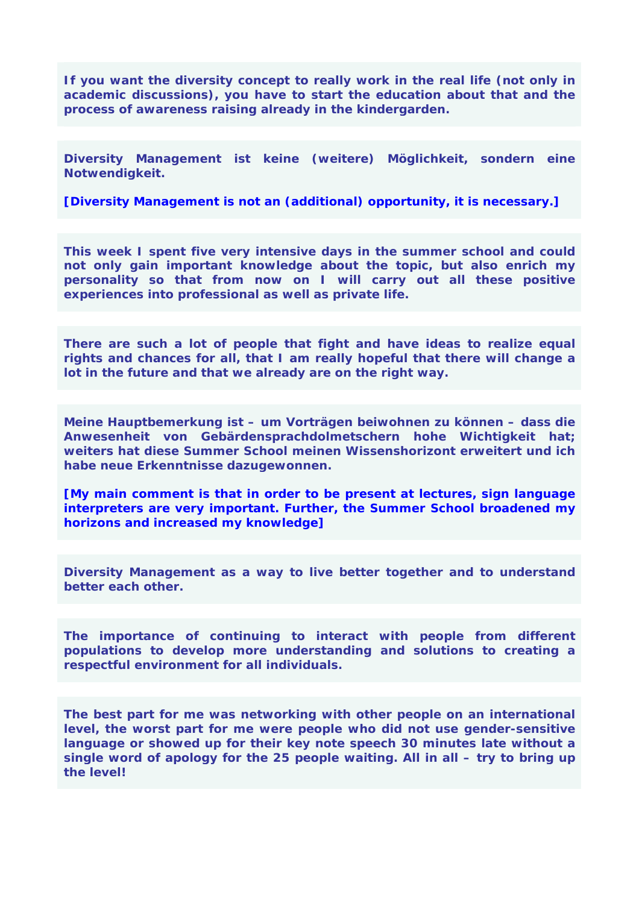**If you want the diversity concept to really work in the real life (not only in academic discussions), you have to start the education about that and the process of awareness raising already in the kindergarden.**

**Diversity Management ist keine (weitere) Möglichkeit, sondern eine Notwendigkeit.**

**[Diversity Management is not an (additional) opportunity, it is necessary.]**

**This week I spent five very intensive days in the summer school and could not only gain important knowledge about the topic, but also enrich my personality so that from now on I will carry out all these positive experiences into professional as well as private life.**

**There are such a lot of people that fight and have ideas to realize equal rights and chances for all, that I am really hopeful that there will change a lot in the future and that we already are on the right way.**

**Meine Hauptbemerkung ist – um Vorträgen beiwohnen zu können – dass die Anwesenheit von Gebärdensprachdolmetschern hohe Wichtigkeit hat; weiters hat diese Summer School meinen Wissenshorizont erweitert und ich habe neue Erkenntnisse dazugewonnen.**

**[My main comment is that in order to be present at lectures, sign language interpreters are very important. Further, the Summer School broadened my horizons and increased my knowledge]**

**Diversity Management as a way to live better together and to understand better each other.**

**The importance of continuing to interact with people from different populations to develop more understanding and solutions to creating a respectful environment for all individuals.**

**The best part for me was networking with other people on an international level, the worst part for me were people who did not use gender-sensitive language or showed up for their key note speech 30 minutes late without a single word of apology for the 25 people waiting. All in all – try to bring up the level!**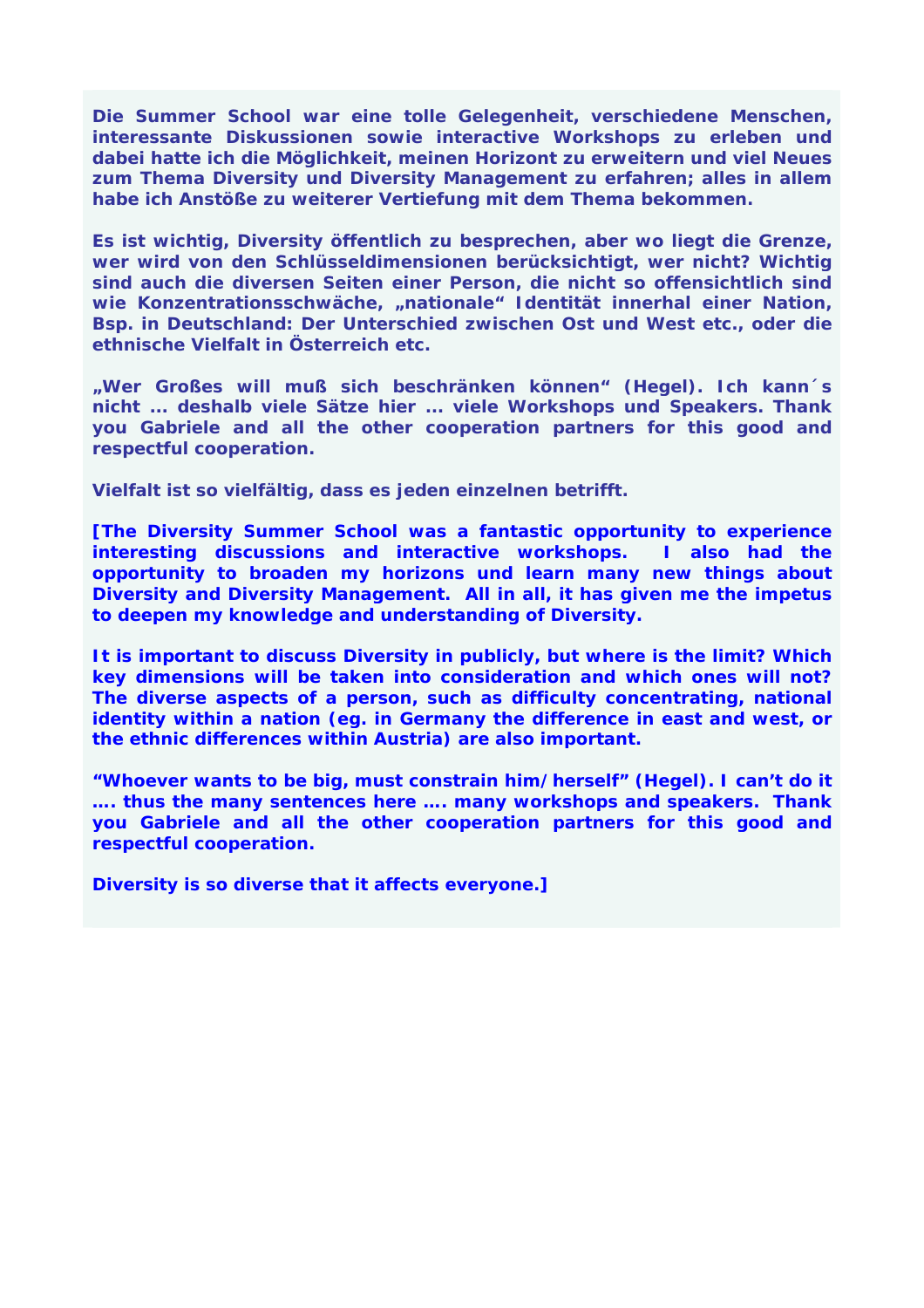**Die Summer School war eine tolle Gelegenheit, verschiedene Menschen, interessante Diskussionen sowie interactive Workshops zu erleben und dabei hatte ich die Möglichkeit, meinen Horizont zu erweitern und viel Neues zum Thema Diversity und Diversity Management zu erfahren; alles in allem habe ich Anstöße zu weiterer Vertiefung mit dem Thema bekommen.**

**Es ist wichtig, Diversity öffentlich zu besprechen, aber wo liegt die Grenze, wer wird von den Schlüsseldimensionen berücksichtigt, wer nicht? Wichtig sind auch die diversen Seiten einer Person, die nicht so offensichtlich sind wie Konzentrationsschwäche, „nationale" Identität innerhal einer Nation, Bsp. in Deutschland: Der Unterschied zwischen Ost und West etc., oder die ethnische Vielfalt in Österreich etc.**

**„Wer Großes will muß sich beschränken können" (Hegel). Ich kann´s nicht … deshalb viele Sätze hier … viele Workshops und Speakers. Thank you Gabriele and all the other cooperation partners for this good and respectful cooperation.**

**Vielfalt ist so vielfältig, dass es jeden einzelnen betrifft.**

**[The Diversity Summer School was a fantastic opportunity to experience interesting discussions and interactive workshops. I also had the opportunity to broaden my horizons und learn many new things about Diversity and Diversity Management. All in all, it has given me the impetus to deepen my knowledge and understanding of Diversity.**

**It is important to discuss Diversity in publicly, but where is the limit? Which key dimensions will be taken into consideration and which ones will not? The diverse aspects of a person, such as difficulty concentrating, national identity within a nation (eg. in Germany the difference in east and west, or the ethnic differences within Austria) are also important.**

**"Whoever wants to be big, must constrain him/herself" (Hegel). I can't do it …. thus the many sentences here …. many workshops and speakers. Thank you Gabriele and all the other cooperation partners for this good and respectful cooperation.**

**Diversity is so diverse that it affects everyone.]**